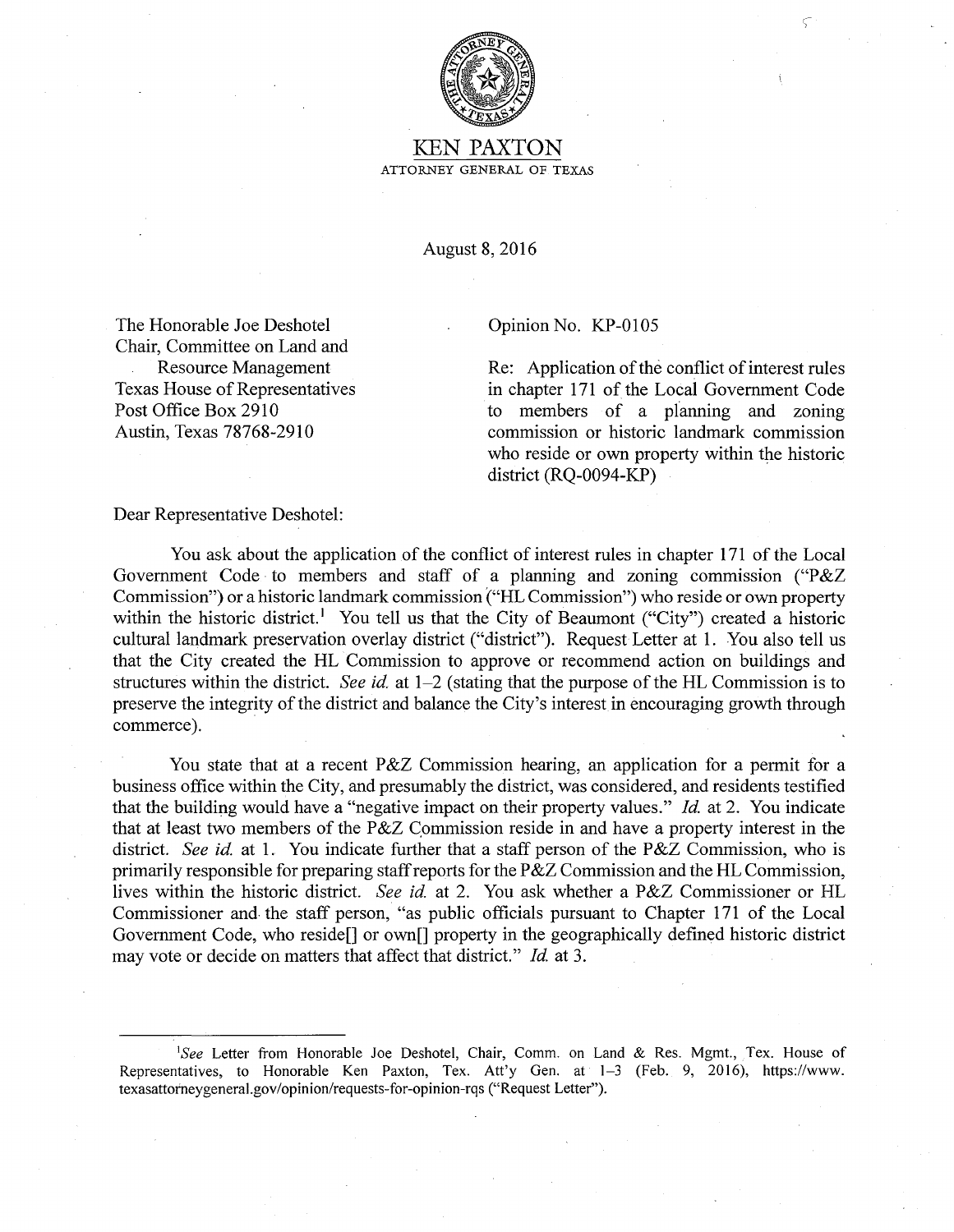# KEN PAXTON

ATTORNEY GENERAL OF TEXAS

August 8, 2016

The Honorable Joe Deshotel
Chair, Committee on Land and
Resource Management
Texas House of Representatives
Post Office Box 2910
Austin, Texas 78768-2910

Opinion No. KP-0105

Re: Application of the conflict of interest rules in chapter 171 of the Local Government Code to members of a planning and zoning commission or historic landmark commission who reside or own property within the historic district (RQ-0094-KP)

Dear Representative Deshotel:

You ask about the application of the conflict of interest rules in chapter 171 of the Local Government Code to members and staff of a planning and zoning commission ("P&Z Commission") or a historic landmark commission ("HL Commission") who reside or own property within the historic district.[1] You tell us that the City of Beaumont ("City") created a historic cultural landmark preservation overlay district ("district"). Request Letter at 1. You also tell us that the City created the HL Commission to approve or recommend action on buildings and structures within the district. *See id.* at 1–2 (stating that the purpose of the HL Commission is to preserve the integrity of the district and balance the City's interest in encouraging growth through commerce).

You state that at a recent P&Z Commission hearing, an application for a permit for a business office within the City, and presumably the district, was considered, and residents testified that the building would have a "negative impact on their property values." *Id.* at 2. You indicate that at least two members of the P&Z Commission reside in and have a property interest in the district. *See id.* at 1. You indicate further that a staff person of the P&Z Commission, who is primarily responsible for preparing staff reports for the P&Z Commission and the HL Commission, lives within the historic district. *See id.* at 2. You ask whether a P&Z Commissioner or HL Commissioner and the staff person, "as public officials pursuant to Chapter 171 of the Local Government Code, who reside[] or own[] property in the geographically defined historic district may vote or decide on matters that affect that district." *Id.* at 3.

---

[1] *See* Letter from Honorable Joe Deshotel, Chair, Comm. on Land & Res. Mgmt., Tex. House of Representatives, to Honorable Ken Paxton, Tex. Att'y Gen. at 1–3 (Feb. 9, 2016), https://www.texasattorneygeneral.gov/opinion/requests-for-opinion-rqs ("Request Letter").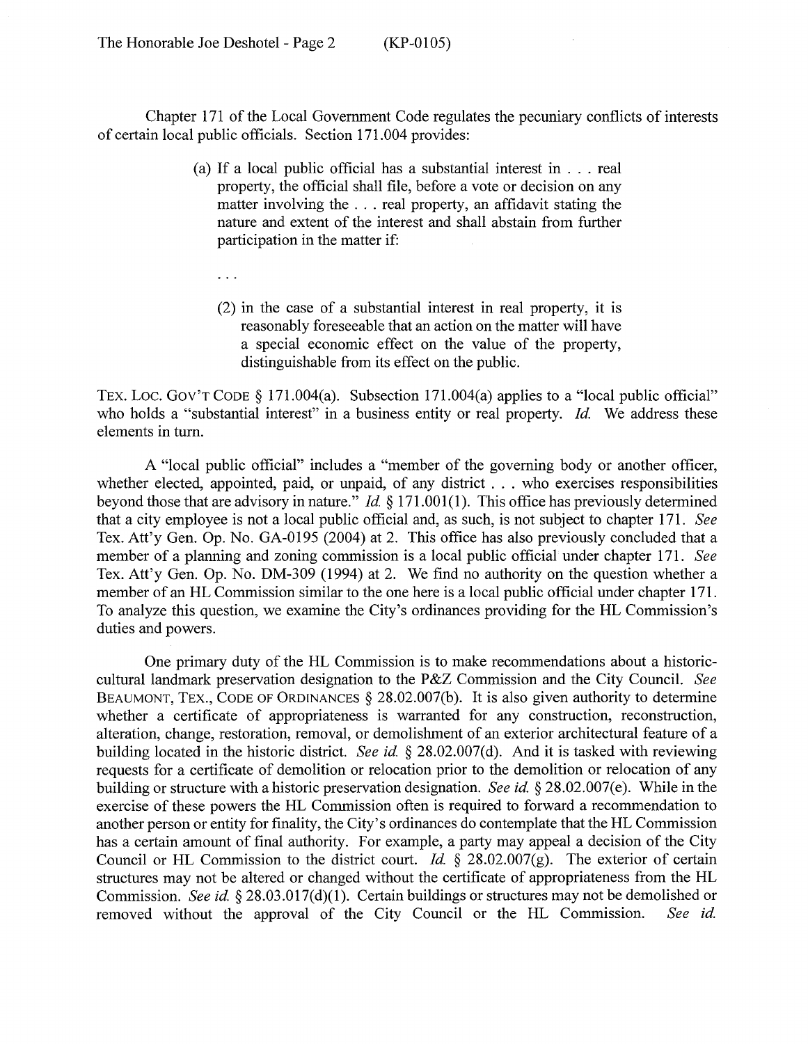Chapter 171 of the Local Government Code regulates the pecuniary conflicts of interests of certain local public officials. Section 171.004 provides:

> (a) If a local public official has a substantial interest in . . . real property, the official shall file, before a vote or decision on any matter involving the . . . real property, an affidavit stating the nature and extent of the interest and shall abstain from further participation in the matter if:
>
> . . .
>
> (2) in the case of a substantial interest in real property, it is reasonably foreseeable that an action on the matter will have a special economic effect on the value of the property, distinguishable from its effect on the public.

TEX. LOC. GOV'T CODE § 171.004(a). Subsection 171.004(a) applies to a "local public official" who holds a "substantial interest" in a business entity or real property. *Id.* We address these elements in turn.

A "local public official" includes a "member of the governing body or another officer, whether elected, appointed, paid, or unpaid, of any district . . . who exercises responsibilities beyond those that are advisory in nature." *Id.* § 171.001(1). This office has previously determined that a city employee is not a local public official and, as such, is not subject to chapter 171. *See* Tex. Att'y Gen. Op. No. GA-0195 (2004) at 2. This office has also previously concluded that a member of a planning and zoning commission is a local public official under chapter 171. *See* Tex. Att'y Gen. Op. No. DM-309 (1994) at 2. We find no authority on the question whether a member of an HL Commission similar to the one here is a local public official under chapter 171. To analyze this question, we examine the City's ordinances providing for the HL Commission's duties and powers.

One primary duty of the HL Commission is to make recommendations about a historic-cultural landmark preservation designation to the P&Z Commission and the City Council. *See* BEAUMONT, TEX., CODE OF ORDINANCES § 28.02.007(b). It is also given authority to determine whether a certificate of appropriateness is warranted for any construction, reconstruction, alteration, change, restoration, removal, or demolishment of an exterior architectural feature of a building located in the historic district. *See id.* § 28.02.007(d). And it is tasked with reviewing requests for a certificate of demolition or relocation prior to the demolition or relocation of any building or structure with a historic preservation designation. *See id.* § 28.02.007(e). While in the exercise of these powers the HL Commission often is required to forward a recommendation to another person or entity for finality, the City's ordinances do contemplate that the HL Commission has a certain amount of final authority. For example, a party may appeal a decision of the City Council or HL Commission to the district court. *Id.* § 28.02.007(g). The exterior of certain structures may not be altered or changed without the certificate of appropriateness from the HL Commission. *See id.* § 28.03.017(d)(1). Certain buildings or structures may not be demolished or removed without the approval of the City Council or the HL Commission. *See id.*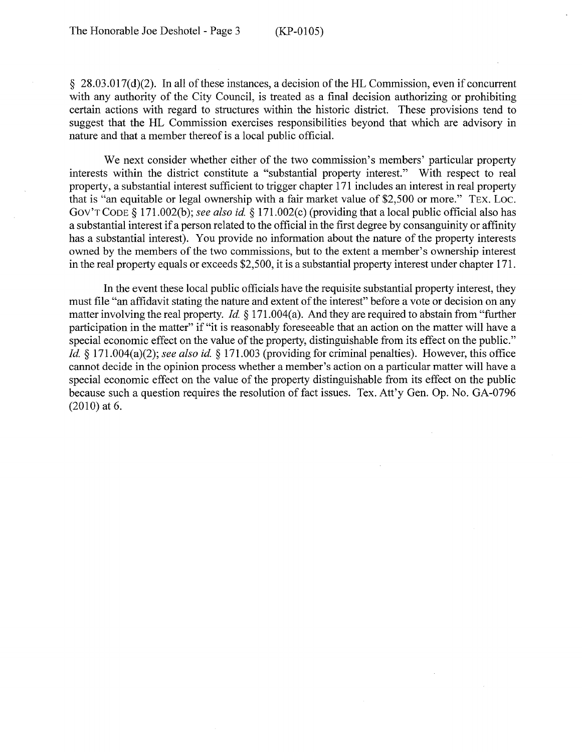§ 28.03.017(d)(2). In all of these instances, a decision of the HL Commission, even if concurrent with any authority of the City Council, is treated as a final decision authorizing or prohibiting certain actions with regard to structures within the historic district. These provisions tend to suggest that the HL Commission exercises responsibilities beyond that which are advisory in nature and that a member thereof is a local public official.

We next consider whether either of the two commission's members' particular property interests within the district constitute a "substantial property interest." With respect to real property, a substantial interest sufficient to trigger chapter 171 includes an interest in real property that is "an equitable or legal ownership with a fair market value of $2,500 or more." TEX. LOC. GOV'T CODE § 171.002(b); *see also id.* § 171.002(c) (providing that a local public official also has a substantial interest if a person related to the official in the first degree by consanguinity or affinity has a substantial interest). You provide no information about the nature of the property interests owned by the members of the two commissions, but to the extent a member's ownership interest in the real property equals or exceeds $2,500, it is a substantial property interest under chapter 171.

In the event these local public officials have the requisite substantial property interest, they must file "an affidavit stating the nature and extent of the interest" before a vote or decision on any matter involving the real property. *Id.* § 171.004(a). And they are required to abstain from "further participation in the matter" if "it is reasonably foreseeable that an action on the matter will have a special economic effect on the value of the property, distinguishable from its effect on the public." *Id.* § 171.004(a)(2); *see also id.* § 171.003 (providing for criminal penalties). However, this office cannot decide in the opinion process whether a member's action on a particular matter will have a special economic effect on the value of the property distinguishable from its effect on the public because such a question requires the resolution of fact issues. Tex. Att'y Gen. Op. No. GA-0796 (2010) at 6.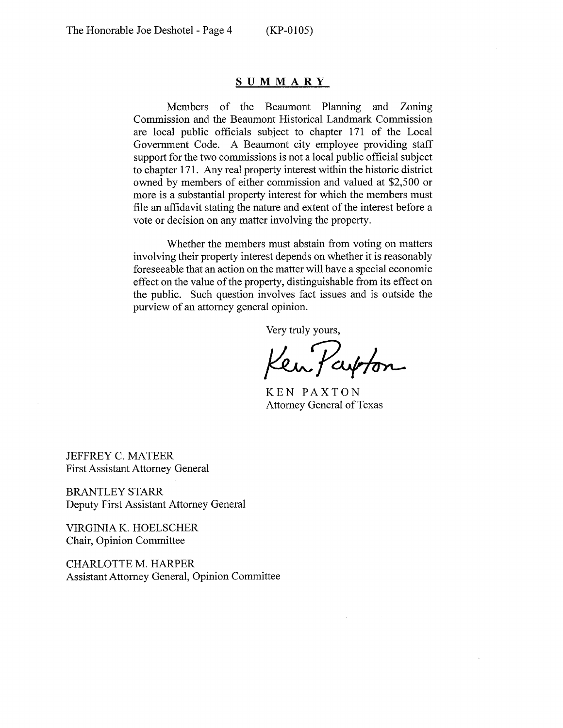## SUMMARY

Members of the Beaumont Planning and Zoning Commission and the Beaumont Historical Landmark Commission are local public officials subject to chapter 171 of the Local Government Code. A Beaumont city employee providing staff support for the two commissions is not a local public official subject to chapter 171. Any real property interest within the historic district owned by members of either commission and valued at $2,500 or more is a substantial property interest for which the members must file an affidavit stating the nature and extent of the interest before a vote or decision on any matter involving the property.

Whether the members must abstain from voting on matters involving their property interest depends on whether it is reasonably foreseeable that an action on the matter will have a special economic effect on the value of the property, distinguishable from its effect on the public. Such question involves fact issues and is outside the purview of an attorney general opinion.

Very truly yours,

Ken Paxton

KEN PAXTON
Attorney General of Texas

JEFFREY C. MATEER
First Assistant Attorney General

BRANTLEY STARR
Deputy First Assistant Attorney General

VIRGINIA K. HOELSCHER
Chair, Opinion Committee

CHARLOTTE M. HARPER
Assistant Attorney General, Opinion Committee